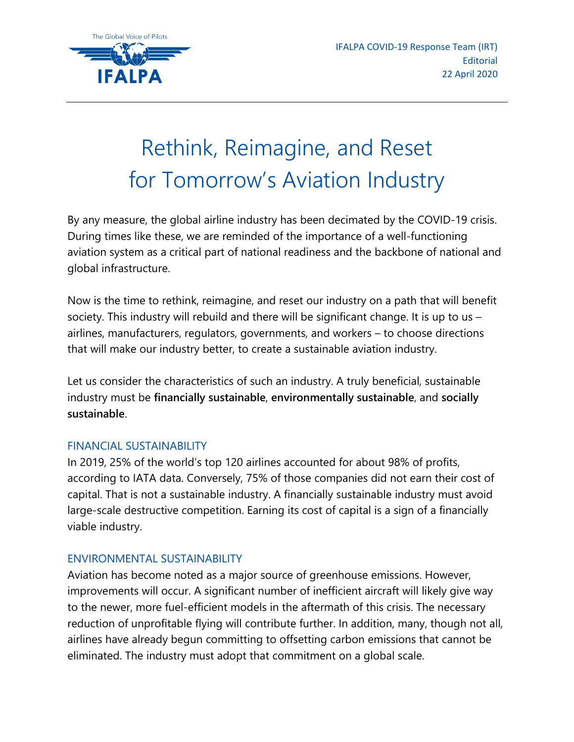The Global Voice of Pilots

IFALPA

IFALPA COVID-19 Response Team (IRT)
Editorial
22 April 2020

# Rethink, Reimagine, and Reset for Tomorrow's Aviation Industry

By any measure, the global airline industry has been decimated by the COVID-19 crisis. During times like these, we are reminded of the importance of a well-functioning aviation system as a critical part of national readiness and the backbone of national and global infrastructure.

Now is the time to rethink, reimagine, and reset our industry on a path that will benefit society. This industry will rebuild and there will be significant change. It is up to us – airlines, manufacturers, regulators, governments, and workers – to choose directions that will make our industry better, to create a sustainable aviation industry.

Let us consider the characteristics of such an industry. A truly beneficial, sustainable industry must be **financially sustainable**, **environmentally sustainable**, and **socially sustainable**.

## FINANCIAL SUSTAINABILITY

In 2019, 25% of the world's top 120 airlines accounted for about 98% of profits, according to IATA data. Conversely, 75% of those companies did not earn their cost of capital. That is not a sustainable industry. A financially sustainable industry must avoid large-scale destructive competition. Earning its cost of capital is a sign of a financially viable industry.

## ENVIRONMENTAL SUSTAINABILITY

Aviation has become noted as a major source of greenhouse emissions. However, improvements will occur. A significant number of inefficient aircraft will likely give way to the newer, more fuel-efficient models in the aftermath of this crisis. The necessary reduction of unprofitable flying will contribute further. In addition, many, though not all, airlines have already begun committing to offsetting carbon emissions that cannot be eliminated. The industry must adopt that commitment on a global scale.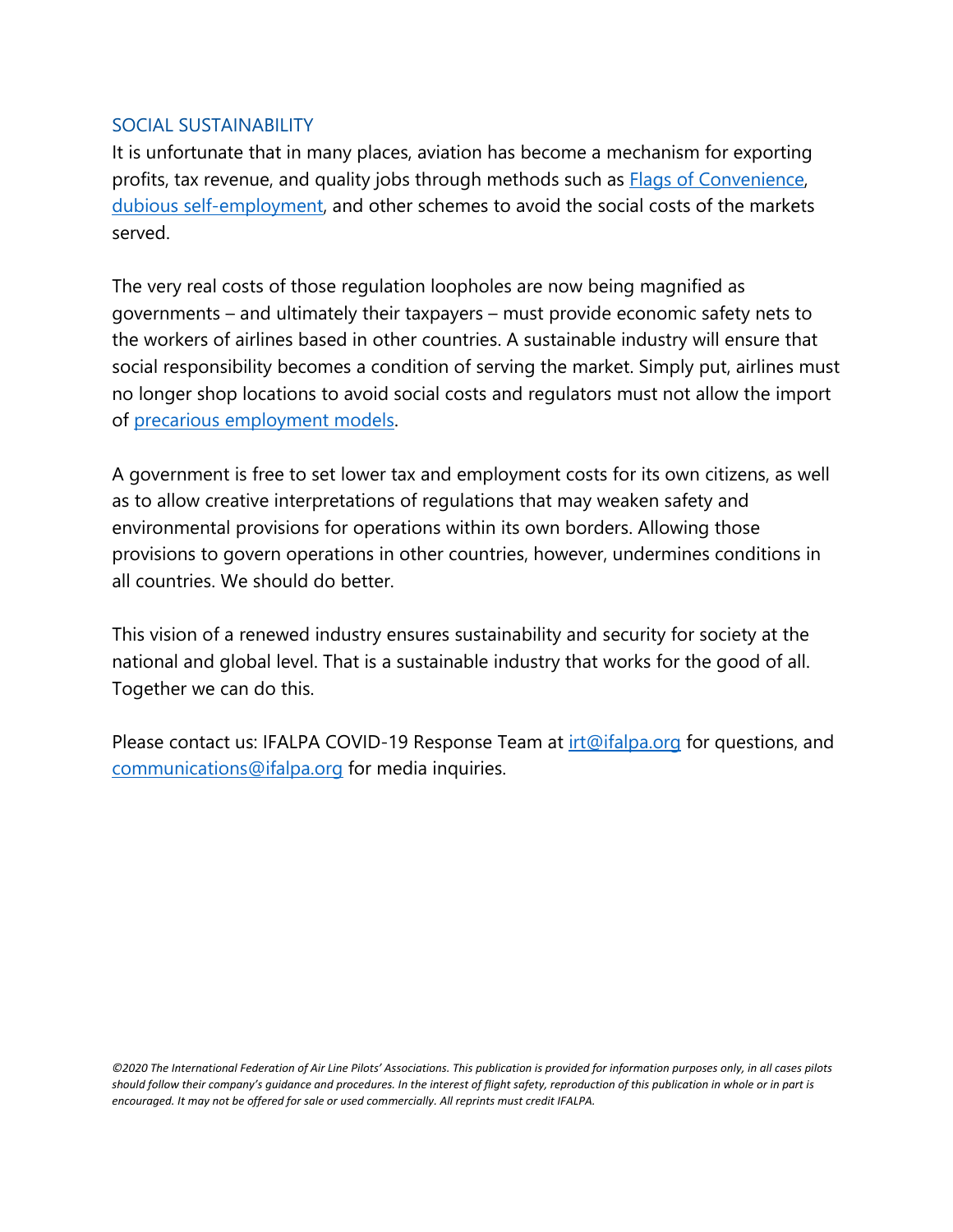## SOCIAL SUSTAINABILITY

It is unfortunate that in many places, aviation has become a mechanism for exporting profits, tax revenue, and quality jobs through methods such as Flags of Convenience, dubious self-employment, and other schemes to avoid the social costs of the markets served.

The very real costs of those regulation loopholes are now being magnified as governments – and ultimately their taxpayers – must provide economic safety nets to the workers of airlines based in other countries. A sustainable industry will ensure that social responsibility becomes a condition of serving the market. Simply put, airlines must no longer shop locations to avoid social costs and regulators must not allow the import of precarious employment models.

A government is free to set lower tax and employment costs for its own citizens, as well as to allow creative interpretations of regulations that may weaken safety and environmental provisions for operations within its own borders. Allowing those provisions to govern operations in other countries, however, undermines conditions in all countries. We should do better.

This vision of a renewed industry ensures sustainability and security for society at the national and global level. That is a sustainable industry that works for the good of all. Together we can do this.

Please contact us: IFALPA COVID-19 Response Team at irt@ifalpa.org for questions, and communications@ifalpa.org for media inquiries.

*©2020 The International Federation of Air Line Pilots' Associations. This publication is provided for information purposes only, in all cases pilots should follow their company's guidance and procedures. In the interest of flight safety, reproduction of this publication in whole or in part is encouraged. It may not be offered for sale or used commercially. All reprints must credit IFALPA.*